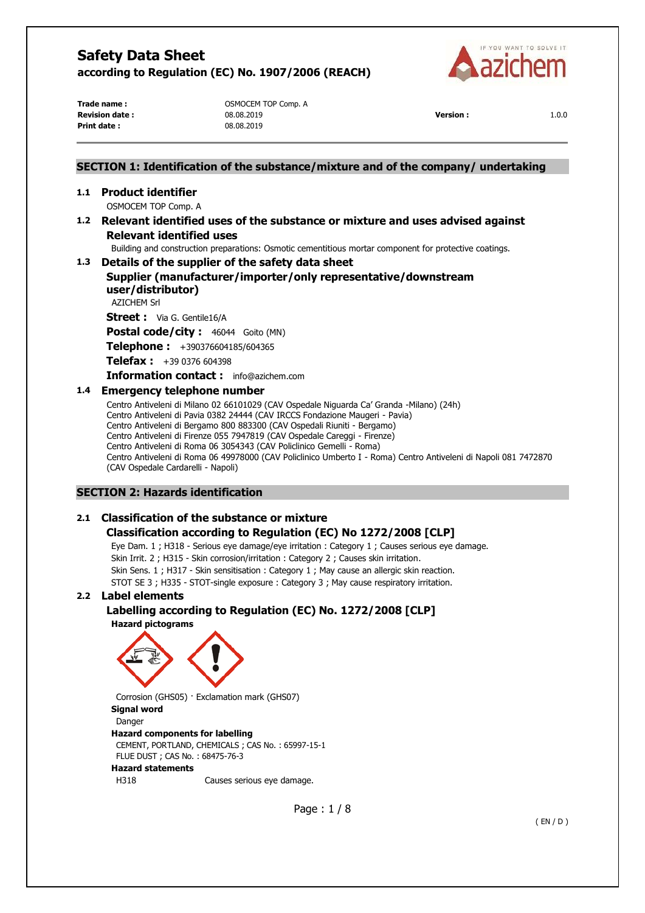# Safety Data Sheet

**according to Regulation (EC) No. 1907/2006 (REACH)**

| | | | |
|---|---|---|---|
| **Trade name :** | OSMOCEM TOP Comp. A | | |
| **Revision date :** | 08.08.2019 | **Version :** | 1.0.0 |
| **Print date :** | 08.08.2019 | | |

## SECTION 1: Identification of the substance/mixture and of the company/ undertaking

### 1.1 Product identifier

OSMOCEM TOP Comp. A

### 1.2 Relevant identified uses of the substance or mixture and uses advised against

**Relevant identified uses**

Building and construction preparations: Osmotic cementitious mortar component for protective coatings.

### 1.3 Details of the supplier of the safety data sheet

**Supplier (manufacturer/importer/only representative/downstream user/distributor)**

AZICHEM Srl

**Street :** Via G. Gentile16/A

**Postal code/city :** 46044 Goito (MN)

**Telephone :** +390376604185/604365

**Telefax :** +39 0376 604398

**Information contact :** info@azichem.com

### 1.4 Emergency telephone number

Centro Antiveleni di Milano 02 66101029 (CAV Ospedale Niguarda Ca' Granda -Milano) (24h)
Centro Antiveleni di Pavia 0382 24444 (CAV IRCCS Fondazione Maugeri - Pavia)
Centro Antiveleni di Bergamo 800 883300 (CAV Ospedali Riuniti - Bergamo)
Centro Antiveleni di Firenze 055 7947819 (CAV Ospedale Careggi - Firenze)
Centro Antiveleni di Roma 06 3054343 (CAV Policlinico Gemelli - Roma)
Centro Antiveleni di Roma 06 49978000 (CAV Policlinico Umberto I - Roma) Centro Antiveleni di Napoli 081 7472870 (CAV Ospedale Cardarelli - Napoli)

## SECTION 2: Hazards identification

### 2.1 Classification of the substance or mixture

**Classification according to Regulation (EC) No 1272/2008 [CLP]**

Eye Dam. 1 ; H318 - Serious eye damage/eye irritation : Category 1 ; Causes serious eye damage.
Skin Irrit. 2 ; H315 - Skin corrosion/irritation : Category 2 ; Causes skin irritation.
Skin Sens. 1 ; H317 - Skin sensitisation : Category 1 ; May cause an allergic skin reaction.
STOT SE 3 ; H335 - STOT-single exposure : Category 3 ; May cause respiratory irritation.

### 2.2 Label elements

**Labelling according to Regulation (EC) No. 1272/2008 [CLP]**

**Hazard pictograms**

Corrosion (GHS05) · Exclamation mark (GHS07)

**Signal word**

Danger

**Hazard components for labelling**

CEMENT, PORTLAND, CHEMICALS ; CAS No. : 65997-15-1
FLUE DUST ; CAS No. : 68475-76-3

**Hazard statements**

H318 Causes serious eye damage.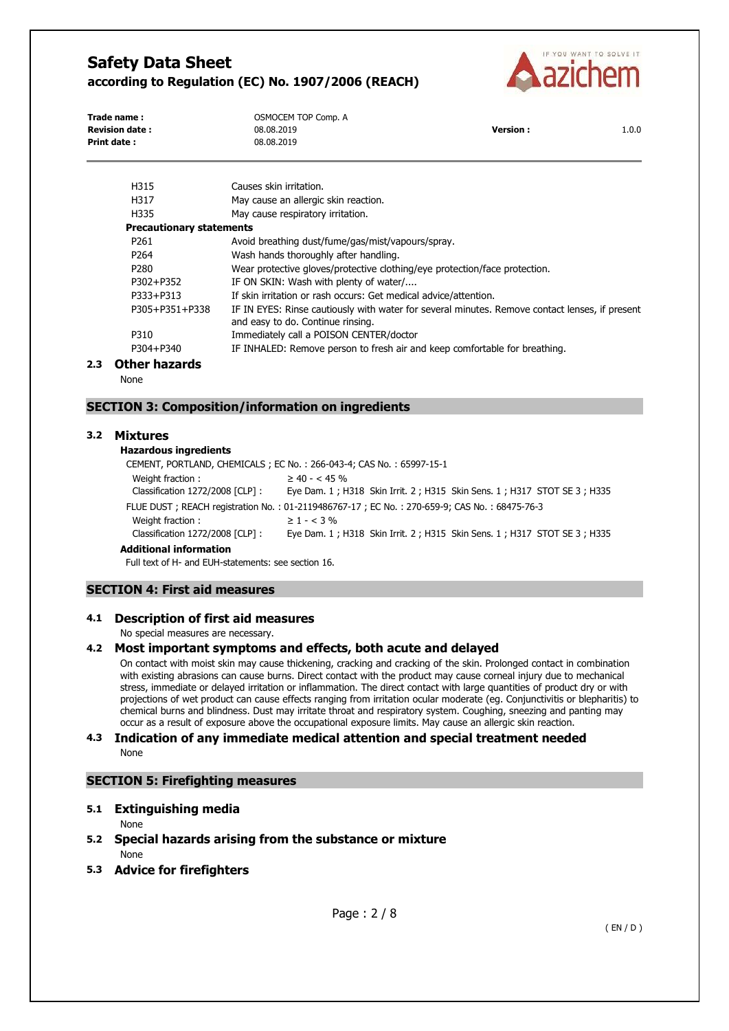| | |
|---|---|
| H315 | Causes skin irritation. |
| H317 | May cause an allergic skin reaction. |
| H335 | May cause respiratory irritation. |

**Precautionary statements**

| | |
|---|---|
| P261 | Avoid breathing dust/fume/gas/mist/vapours/spray. |
| P264 | Wash hands thoroughly after handling. |
| P280 | Wear protective gloves/protective clothing/eye protection/face protection. |
| P302+P352 | IF ON SKIN: Wash with plenty of water/.... |
| P333+P313 | If skin irritation or rash occurs: Get medical advice/attention. |
| P305+P351+P338 | IF IN EYES: Rinse cautiously with water for several minutes. Remove contact lenses, if present and easy to do. Continue rinsing. |
| P310 | Immediately call a POISON CENTER/doctor |
| P304+P340 | IF INHALED: Remove person to fresh air and keep comfortable for breathing. |

### 2.3 Other hazards

None

## SECTION 3: Composition/information on ingredients

### 3.2 Mixtures

**Hazardous ingredients**

CEMENT, PORTLAND, CHEMICALS ; EC No. : 266-043-4; CAS No. : 65997-15-1

| | |
|---|---|
| Weight fraction : | ≥ 40 - < 45 % |
| Classification 1272/2008 [CLP] : | Eye Dam. 1 ; H318 Skin Irrit. 2 ; H315 Skin Sens. 1 ; H317 STOT SE 3 ; H335 |

FLUE DUST ; REACH registration No. : 01-2119486767-17 ; EC No. : 270-659-9; CAS No. : 68475-76-3

| | |
|---|---|
| Weight fraction : | ≥ 1 - < 3 % |
| Classification 1272/2008 [CLP] : | Eye Dam. 1 ; H318 Skin Irrit. 2 ; H315 Skin Sens. 1 ; H317 STOT SE 3 ; H335 |

**Additional information**

Full text of H- and EUH-statements: see section 16.

## SECTION 4: First aid measures

### 4.1 Description of first aid measures

No special measures are necessary.

### 4.2 Most important symptoms and effects, both acute and delayed

On contact with moist skin may cause thickening, cracking and cracking of the skin. Prolonged contact in combination with existing abrasions can cause burns. Direct contact with the product may cause corneal injury due to mechanical stress, immediate or delayed irritation or inflammation. The direct contact with large quantities of product dry or with projections of wet product can cause effects ranging from irritation ocular moderate (eg. Conjunctivitis or blepharitis) to chemical burns and blindness. Dust may irritate throat and respiratory system. Coughing, sneezing and panting may occur as a result of exposure above the occupational exposure limits. May cause an allergic skin reaction.

### 4.3 Indication of any immediate medical attention and special treatment needed

None

## SECTION 5: Firefighting measures

### 5.1 Extinguishing media

None

### 5.2 Special hazards arising from the substance or mixture

None

### 5.3 Advice for firefighters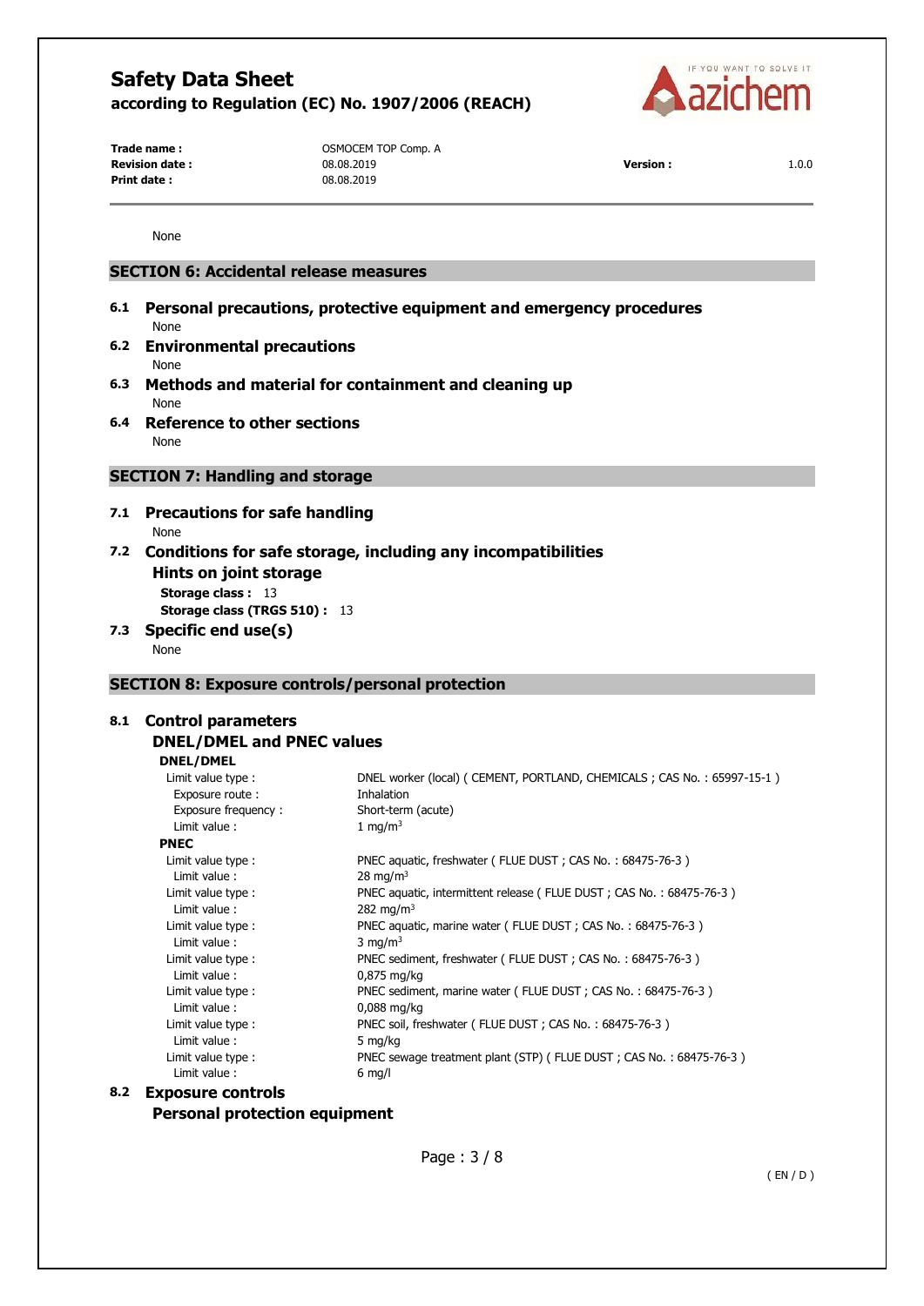None

## SECTION 6: Accidental release measures

### 6.1 Personal precautions, protective equipment and emergency procedures

None

### 6.2 Environmental precautions

None

### 6.3 Methods and material for containment and cleaning up

None

### 6.4 Reference to other sections

None

## SECTION 7: Handling and storage

### 7.1 Precautions for safe handling

None

### 7.2 Conditions for safe storage, including any incompatibilities

#### Hints on joint storage

**Storage class :** 13

**Storage class (TRGS 510) :** 13

### 7.3 Specific end use(s)

None

## SECTION 8: Exposure controls/personal protection

### 8.1 Control parameters

#### DNEL/DMEL and PNEC values

**DNEL/DMEL**

| | |
|---|---|
| Limit value type : | DNEL worker (local) ( CEMENT, PORTLAND, CHEMICALS ; CAS No. : 65997-15-1 ) |
| Exposure route : | Inhalation |
| Exposure frequency : | Short-term (acute) |
| Limit value : | 1 mg/m³ |

**PNEC**

| | |
|---|---|
| Limit value type : | PNEC aquatic, freshwater ( FLUE DUST ; CAS No. : 68475-76-3 ) |
| Limit value : | 28 mg/m³ |
| Limit value type : | PNEC aquatic, intermittent release ( FLUE DUST ; CAS No. : 68475-76-3 ) |
| Limit value : | 282 mg/m³ |
| Limit value type : | PNEC aquatic, marine water ( FLUE DUST ; CAS No. : 68475-76-3 ) |
| Limit value : | 3 mg/m³ |
| Limit value type : | PNEC sediment, freshwater ( FLUE DUST ; CAS No. : 68475-76-3 ) |
| Limit value : | 0,875 mg/kg |
| Limit value type : | PNEC sediment, marine water ( FLUE DUST ; CAS No. : 68475-76-3 ) |
| Limit value : | 0,088 mg/kg |
| Limit value type : | PNEC soil, freshwater ( FLUE DUST ; CAS No. : 68475-76-3 ) |
| Limit value : | 5 mg/kg |
| Limit value type : | PNEC sewage treatment plant (STP) ( FLUE DUST ; CAS No. : 68475-76-3 ) |
| Limit value : | 6 mg/l |

### 8.2 Exposure controls

#### Personal protection equipment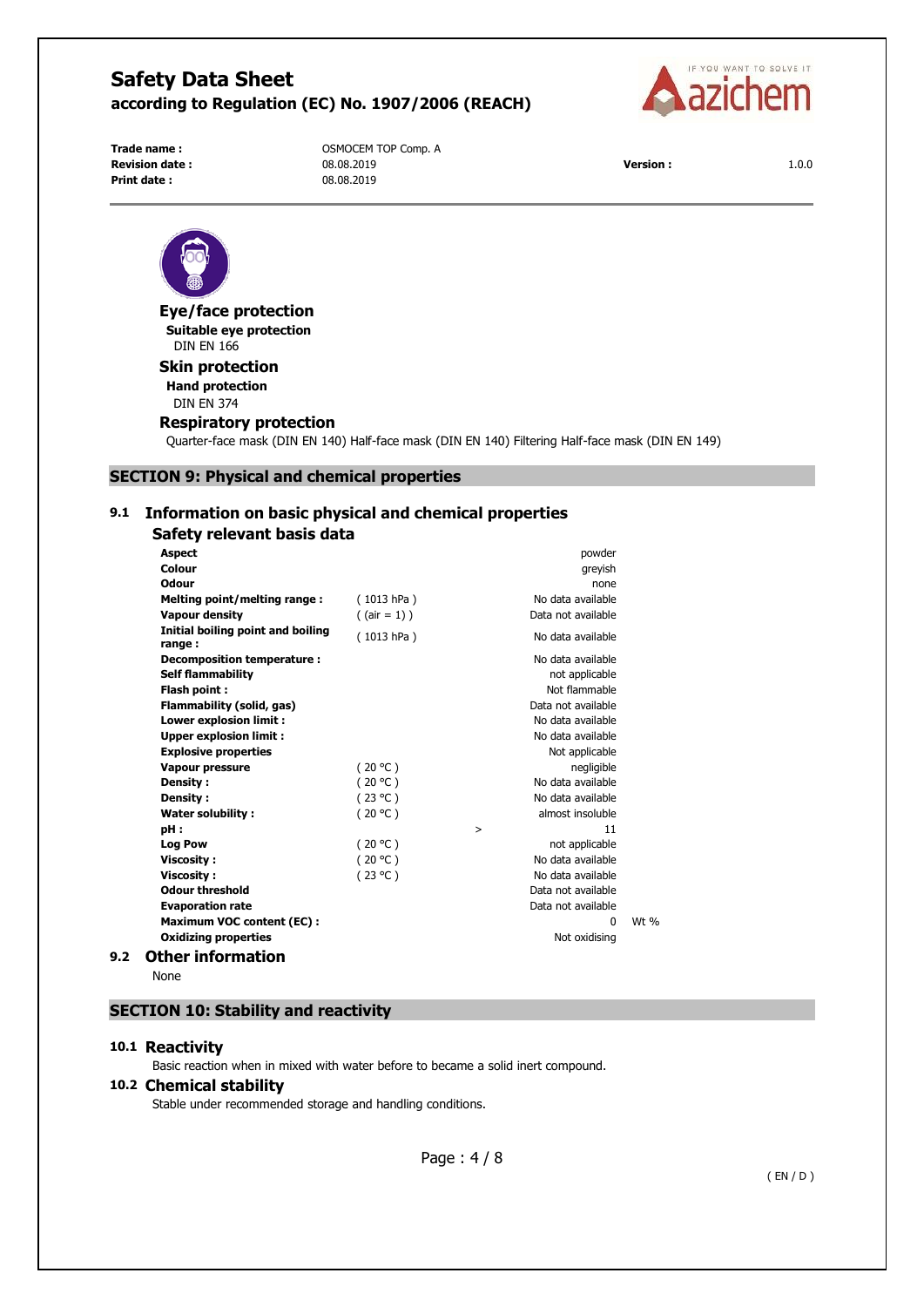### Eye/face protection

**Suitable eye protection**

DIN EN 166

### Skin protection

**Hand protection**

DIN EN 374

### Respiratory protection

Quarter-face mask (DIN EN 140) Half-face mask (DIN EN 140) Filtering Half-face mask (DIN EN 149)

## SECTION 9: Physical and chemical properties

### 9.1 Information on basic physical and chemical properties

#### Safety relevant basis data

| | | | | |
|---|---|---|---|---|
| **Aspect** | | | powder | |
| **Colour** | | | greyish | |
| **Odour** | | | none | |
| **Melting point/melting range :** | ( 1013 hPa ) | | No data available | |
| **Vapour density** | ( (air = 1) ) | | Data not available | |
| **Initial boiling point and boiling range :** | ( 1013 hPa ) | | No data available | |
| **Decomposition temperature :** | | | No data available | |
| **Self flammability** | | | not applicable | |
| **Flash point :** | | | Not flammable | |
| **Flammability (solid, gas)** | | | Data not available | |
| **Lower explosion limit :** | | | No data available | |
| **Upper explosion limit :** | | | No data available | |
| **Explosive properties** | | | Not applicable | |
| **Vapour pressure** | ( 20 °C ) | | negligible | |
| **Density :** | ( 20 °C ) | | No data available | |
| **Density :** | ( 23 °C ) | | No data available | |
| **Water solubility :** | ( 20 °C ) | | almost insoluble | |
| **pH :** | | > | 11 | |
| **Log Pow** | ( 20 °C ) | | not applicable | |
| **Viscosity :** | ( 20 °C ) | | No data available | |
| **Viscosity :** | ( 23 °C ) | | No data available | |
| **Odour threshold** | | | Data not available | |
| **Evaporation rate** | | | Data not available | |
| **Maximum VOC content (EC) :** | | | 0 | Wt % |
| **Oxidizing properties** | | | Not oxidising | |

### 9.2 Other information

None

## SECTION 10: Stability and reactivity

### 10.1 Reactivity

Basic reaction when in mixed with water before to became a solid inert compound.

### 10.2 Chemical stability

Stable under recommended storage and handling conditions.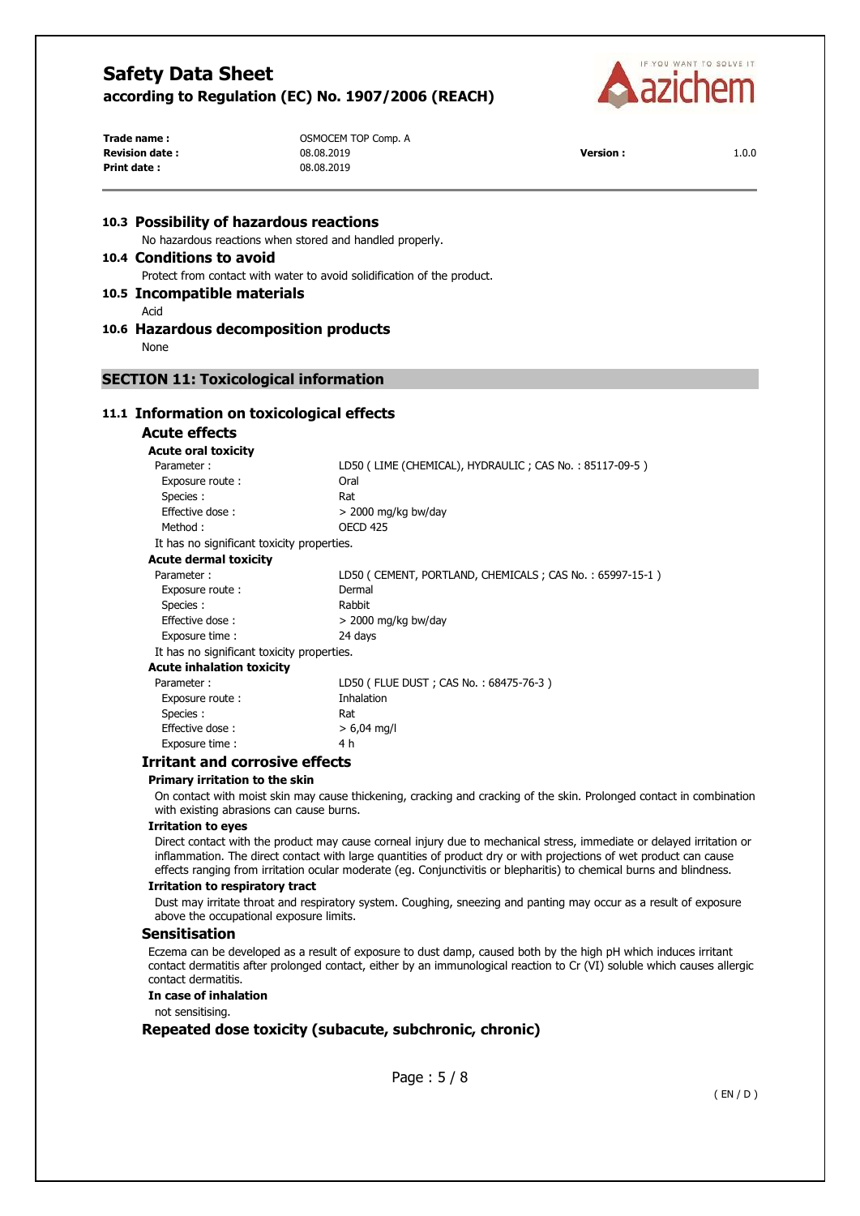## 10.3 Possibility of hazardous reactions

No hazardous reactions when stored and handled properly.

## 10.4 Conditions to avoid

Protect from contact with water to avoid solidification of the product.

## 10.5 Incompatible materials

Acid

## 10.6 Hazardous decomposition products

None

# SECTION 11: Toxicological information

## 11.1 Information on toxicological effects

### Acute effects

**Acute oral toxicity**

| | |
|---|---|
| Parameter : | LD50 ( LIME (CHEMICAL), HYDRAULIC ; CAS No. : 85117-09-5 ) |
| Exposure route : | Oral |
| Species : | Rat |
| Effective dose : | > 2000 mg/kg bw/day |
| Method : | OECD 425 |

It has no significant toxicity properties.

**Acute dermal toxicity**

| | |
|---|---|
| Parameter : | LD50 ( CEMENT, PORTLAND, CHEMICALS ; CAS No. : 65997-15-1 ) |
| Exposure route : | Dermal |
| Species : | Rabbit |
| Effective dose : | > 2000 mg/kg bw/day |
| Exposure time : | 24 days |

It has no significant toxicity properties.

**Acute inhalation toxicity**

| | |
|---|---|
| Parameter : | LD50 ( FLUE DUST ; CAS No. : 68475-76-3 ) |
| Exposure route : | Inhalation |
| Species : | Rat |
| Effective dose : | > 6,04 mg/l |
| Exposure time : | 4 h |

### Irritant and corrosive effects

**Primary irritation to the skin**

On contact with moist skin may cause thickening, cracking and cracking of the skin. Prolonged contact in combination with existing abrasions can cause burns.

**Irritation to eyes**

Direct contact with the product may cause corneal injury due to mechanical stress, immediate or delayed irritation or inflammation. The direct contact with large quantities of product dry or with projections of wet product can cause effects ranging from irritation ocular moderate (eg. Conjunctivitis or blepharitis) to chemical burns and blindness.

**Irritation to respiratory tract**

Dust may irritate throat and respiratory system. Coughing, sneezing and panting may occur as a result of exposure above the occupational exposure limits.

### Sensitisation

Eczema can be developed as a result of exposure to dust damp, caused both by the high pH which induces irritant contact dermatitis after prolonged contact, either by an immunological reaction to Cr (VI) soluble which causes allergic contact dermatitis.

**In case of inhalation**

not sensitising.

### Repeated dose toxicity (subacute, subchronic, chronic)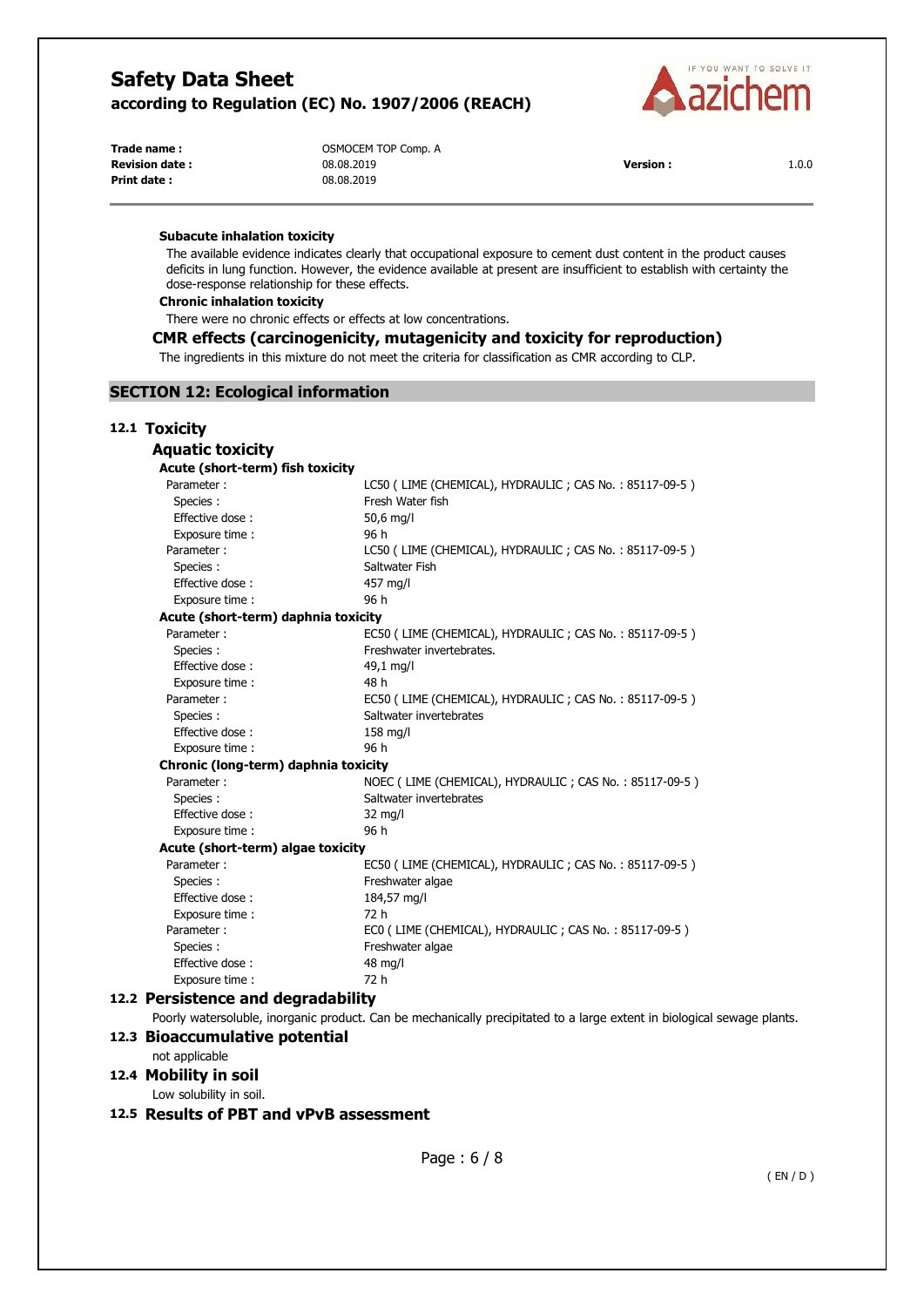**Subacute inhalation toxicity**

The available evidence indicates clearly that occupational exposure to cement dust content in the product causes deficits in lung function. However, the evidence available at present are insufficient to establish with certainty the dose-response relationship for these effects.

**Chronic inhalation toxicity**

There were no chronic effects or effects at low concentrations.

### CMR effects (carcinogenicity, mutagenicity and toxicity for reproduction)

The ingredients in this mixture do not meet the criteria for classification as CMR according to CLP.

## SECTION 12: Ecological information

### 12.1 Toxicity

#### Aquatic toxicity

**Acute (short-term) fish toxicity**

| | |
|---|---|
| Parameter : | LC50 ( LIME (CHEMICAL), HYDRAULIC ; CAS No. : 85117-09-5 ) |
| Species : | Fresh Water fish |
| Effective dose : | 50,6 mg/l |
| Exposure time : | 96 h |
| Parameter : | LC50 ( LIME (CHEMICAL), HYDRAULIC ; CAS No. : 85117-09-5 ) |
| Species : | Saltwater Fish |
| Effective dose : | 457 mg/l |
| Exposure time : | 96 h |

**Acute (short-term) daphnia toxicity**

| | |
|---|---|
| Parameter : | EC50 ( LIME (CHEMICAL), HYDRAULIC ; CAS No. : 85117-09-5 ) |
| Species : | Freshwater invertebrates. |
| Effective dose : | 49,1 mg/l |
| Exposure time : | 48 h |
| Parameter : | EC50 ( LIME (CHEMICAL), HYDRAULIC ; CAS No. : 85117-09-5 ) |
| Species : | Saltwater invertebrates |
| Effective dose : | 158 mg/l |
| Exposure time : | 96 h |

**Chronic (long-term) daphnia toxicity**

| | |
|---|---|
| Parameter : | NOEC ( LIME (CHEMICAL), HYDRAULIC ; CAS No. : 85117-09-5 ) |
| Species : | Saltwater invertebrates |
| Effective dose : | 32 mg/l |
| Exposure time : | 96 h |

**Acute (short-term) algae toxicity**

| | |
|---|---|
| Parameter : | EC50 ( LIME (CHEMICAL), HYDRAULIC ; CAS No. : 85117-09-5 ) |
| Species : | Freshwater algae |
| Effective dose : | 184,57 mg/l |
| Exposure time : | 72 h |
| Parameter : | EC0 ( LIME (CHEMICAL), HYDRAULIC ; CAS No. : 85117-09-5 ) |
| Species : | Freshwater algae |
| Effective dose : | 48 mg/l |
| Exposure time : | 72 h |

### 12.2 Persistence and degradability

Poorly watersoluble, inorganic product. Can be mechanically precipitated to a large extent in biological sewage plants.

### 12.3 Bioaccumulative potential

not applicable

### 12.4 Mobility in soil

Low solubility in soil.

### 12.5 Results of PBT and vPvB assessment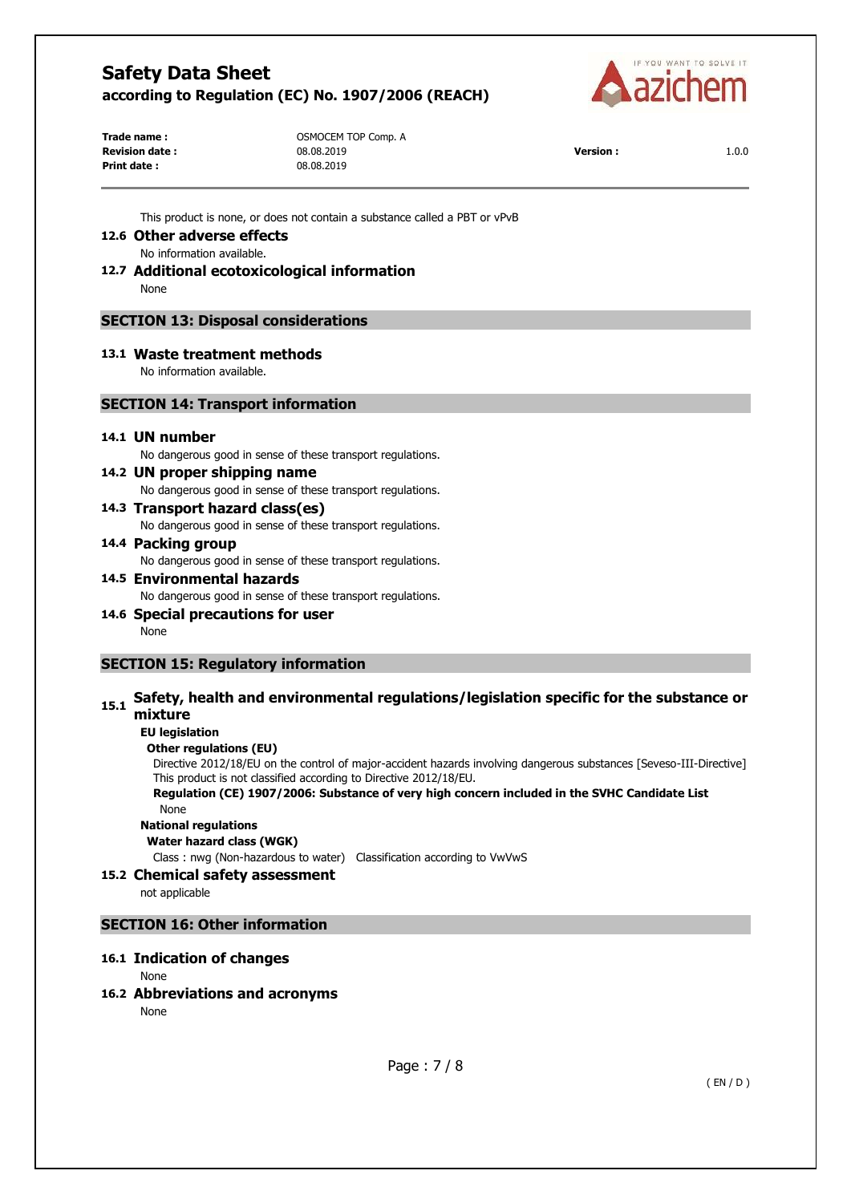This product is none, or does not contain a substance called a PBT or vPvB

### 12.6 Other adverse effects

No information available.

### 12.7 Additional ecotoxicological information

None

## SECTION 13: Disposal considerations

### 13.1 Waste treatment methods

No information available.

## SECTION 14: Transport information

### 14.1 UN number

No dangerous good in sense of these transport regulations.

### 14.2 UN proper shipping name

No dangerous good in sense of these transport regulations.

### 14.3 Transport hazard class(es)

No dangerous good in sense of these transport regulations.

### 14.4 Packing group

No dangerous good in sense of these transport regulations.

### 14.5 Environmental hazards

No dangerous good in sense of these transport regulations.

### 14.6 Special precautions for user

None

## SECTION 15: Regulatory information

### 15.1 Safety, health and environmental regulations/legislation specific for the substance or mixture

**EU legislation**

**Other regulations (EU)**

Directive 2012/18/EU on the control of major-accident hazards involving dangerous substances [Seveso-III-Directive]
This product is not classified according to Directive 2012/18/EU.

**Regulation (CE) 1907/2006: Substance of very high concern included in the SVHC Candidate List**

None

**National regulations**

**Water hazard class (WGK)**

Class : nwg (Non-hazardous to water)   Classification according to VwVwS

### 15.2 Chemical safety assessment

not applicable

## SECTION 16: Other information

### 16.1 Indication of changes

None

### 16.2 Abbreviations and acronyms

None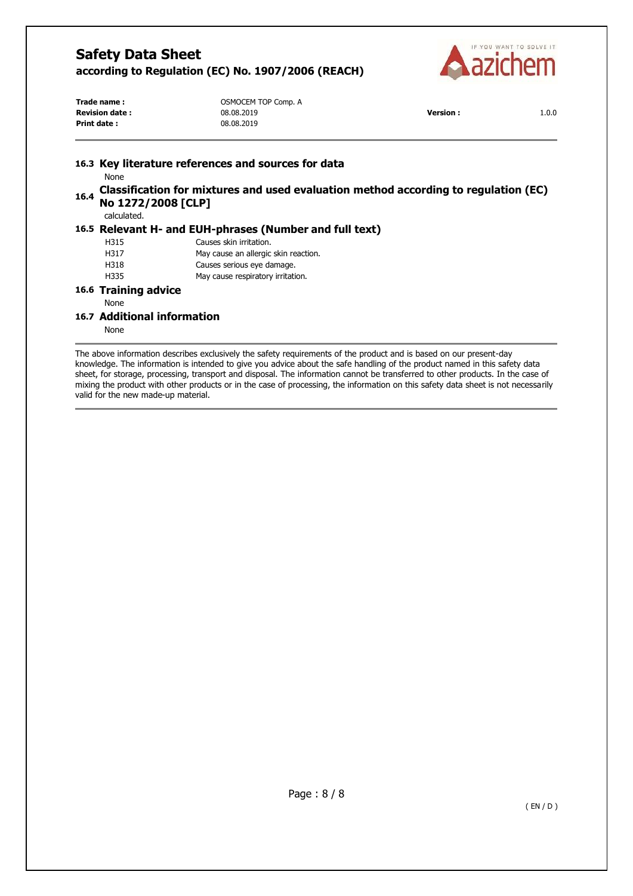### 16.3 Key literature references and sources for data

None

### 16.4 Classification for mixtures and used evaluation method according to regulation (EC) No 1272/2008 [CLP]

calculated.

### 16.5 Relevant H- and EUH-phrases (Number and full text)

| | |
|---|---|
| H315 | Causes skin irritation. |
| H317 | May cause an allergic skin reaction. |
| H318 | Causes serious eye damage. |
| H335 | May cause respiratory irritation. |

### 16.6 Training advice

None

### 16.7 Additional information

None

---

The above information describes exclusively the safety requirements of the product and is based on our present-day knowledge. The information is intended to give you advice about the safe handling of the product named in this safety data sheet, for storage, processing, transport and disposal. The information cannot be transferred to other products. In the case of mixing the product with other products or in the case of processing, the information on this safety data sheet is not necessarily valid for the new made-up material.